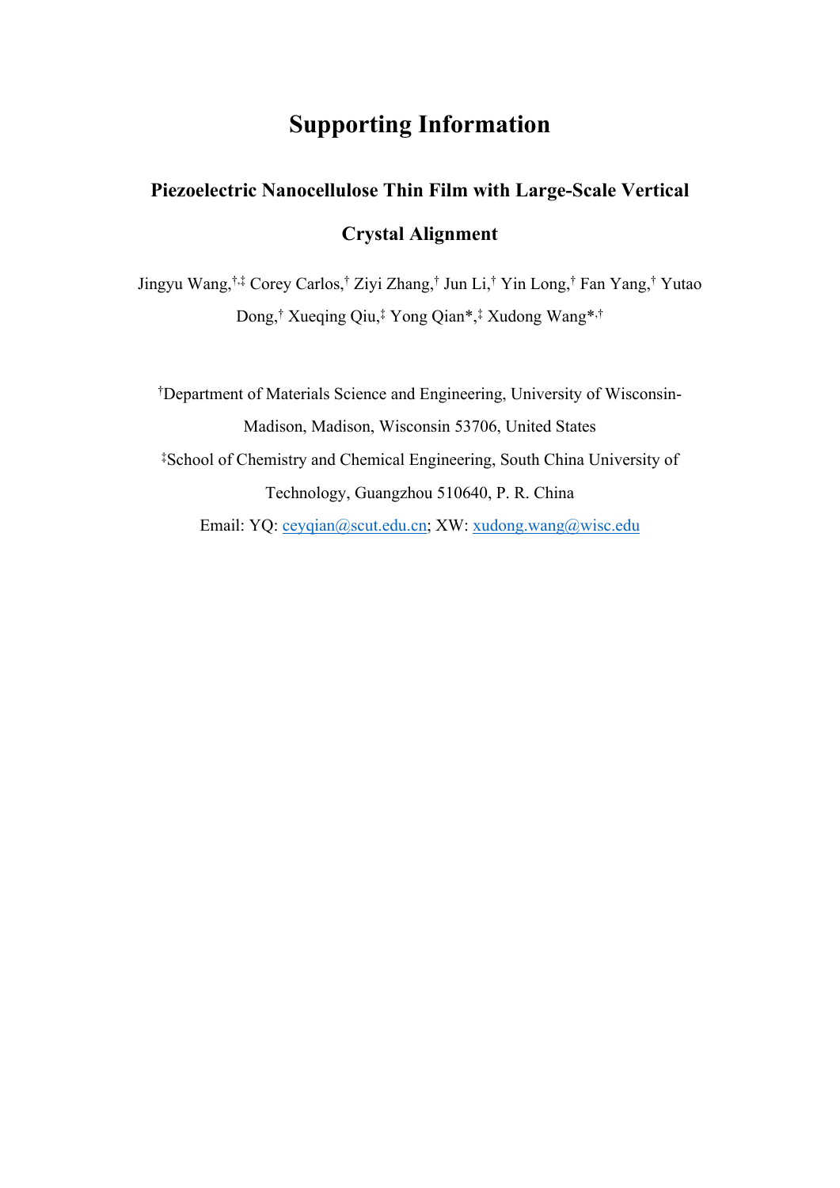# Supporting Information

## Piezoelectric Nanocellulose Thin Film with Large-Scale Vertical Crystal Alignment

Jingyu Wang,[†,‡] Corey Carlos,[†] Ziyi Zhang,[†] Jun Li,[†] Yin Long,[†] Fan Yang,[†] Yutao Dong,[†] Xueqing Qiu,[‡] Yong Qian*,[‡] Xudong Wang*,[†]

[†]Department of Materials Science and Engineering, University of Wisconsin-Madison, Madison, Wisconsin 53706, United States

[‡]School of Chemistry and Chemical Engineering, South China University of Technology, Guangzhou 510640, P. R. China

Email: YQ: ceyqian@scut.edu.cn; XW: xudong.wang@wisc.edu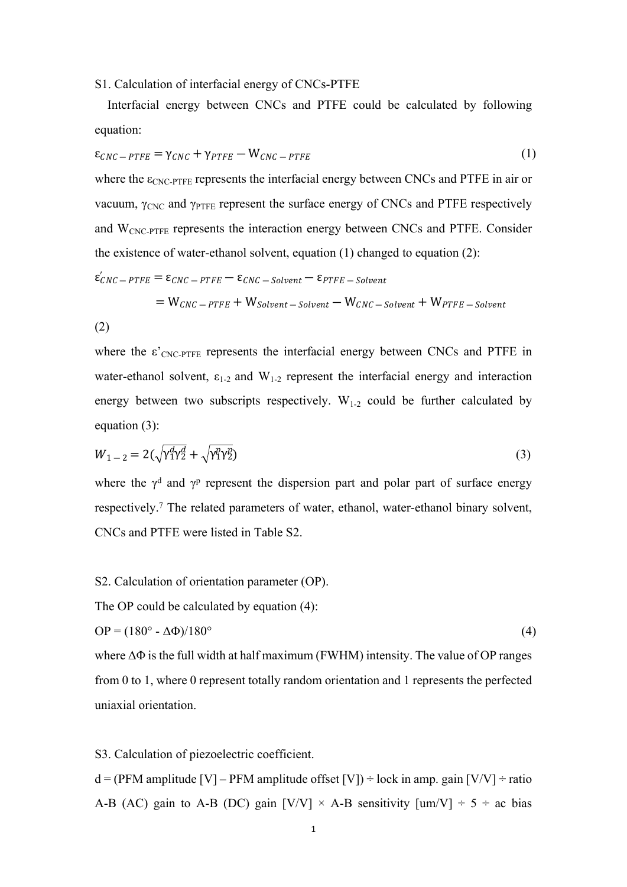S1. Calculation of interfacial energy of CNCs-PTFE

Interfacial energy between CNCs and PTFE could be calculated by following equation:

$$\varepsilon_{CNC-PTFE} = \gamma_{CNC} + \gamma_{PTFE} - W_{CNC-PTFE} \tag{1}$$

where the $\varepsilon_{CNC\text{-}PTFE}$ represents the interfacial energy between CNCs and PTFE in air or vacuum, $\gamma_{CNC}$ and $\gamma_{PTFE}$ represent the surface energy of CNCs and PTFE respectively and $W_{CNC\text{-}PTFE}$ represents the interaction energy between CNCs and PTFE. Consider the existence of water-ethanol solvent, equation (1) changed to equation (2):

$$\begin{aligned}\varepsilon'_{CNC-PTFE} &= \varepsilon_{CNC-PTFE} - \varepsilon_{CNC-Solvent} - \varepsilon_{PTFE-Solvent} \\ &= W_{CNC-PTFE} + W_{Solvent-Solvent} - W_{CNC-Solvent} + W_{PTFE-Solvent}\end{aligned} \tag{2}$$

where the $\varepsilon'_{CNC\text{-}PTFE}$ represents the interfacial energy between CNCs and PTFE in water-ethanol solvent, $\varepsilon_{1\text{-}2}$ and $W_{1\text{-}2}$ represent the interfacial energy and interaction energy between two subscripts respectively. $W_{1\text{-}2}$ could be further calculated by equation (3):

$$W_{1-2} = 2\left(\sqrt{\gamma_1^d \gamma_2^d} + \sqrt{\gamma_1^p \gamma_2^p}\right) \tag{3}$$

where the $\gamma^d$ and $\gamma^p$ represent the dispersion part and polar part of surface energy respectively.[7] The related parameters of water, ethanol, water-ethanol binary solvent, CNCs and PTFE were listed in Table S2.

S2. Calculation of orientation parameter (OP).

The OP could be calculated by equation (4):

$$OP = (180° - \Delta\Phi)/180° \tag{4}$$

where $\Delta\Phi$ is the full width at half maximum (FWHM) intensity. The value of OP ranges from 0 to 1, where 0 represent totally random orientation and 1 represents the perfected uniaxial orientation.

S3. Calculation of piezoelectric coefficient.

d = (PFM amplitude [V] – PFM amplitude offset [V]) ÷ lock in amp. gain [V/V] ÷ ratio A-B (AC) gain to A-B (DC) gain [V/V] × A-B sensitivity [um/V] ÷ 5 ÷ ac bias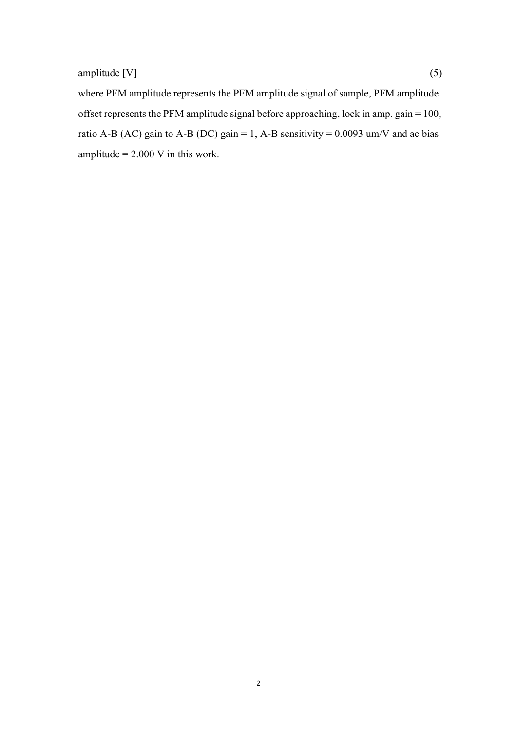amplitude [V] (5)

where PFM amplitude represents the PFM amplitude signal of sample, PFM amplitude offset represents the PFM amplitude signal before approaching, lock in amp. gain = 100, ratio A-B (AC) gain to A-B (DC) gain = 1, A-B sensitivity = 0.0093 um/V and ac bias amplitude = 2.000 V in this work.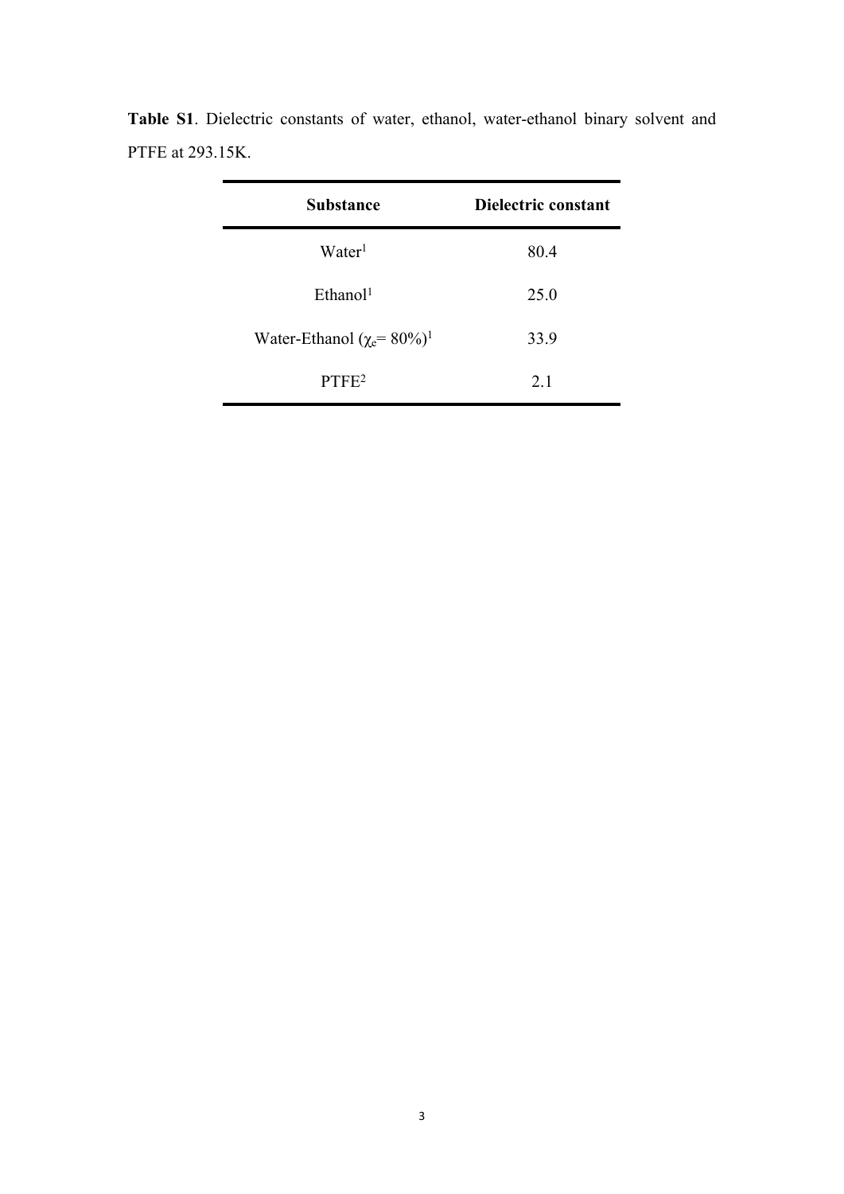**Table S1**. Dielectric constants of water, ethanol, water-ethanol binary solvent and PTFE at 293.15K.

| Substance | Dielectric constant |
|---|---|
| Water[1] | 80.4 |
| Ethanol[1] | 25.0 |
| Water-Ethanol ($\chi_e$= 80%)[1] | 33.9 |
| PTFE[2] | 2.1 |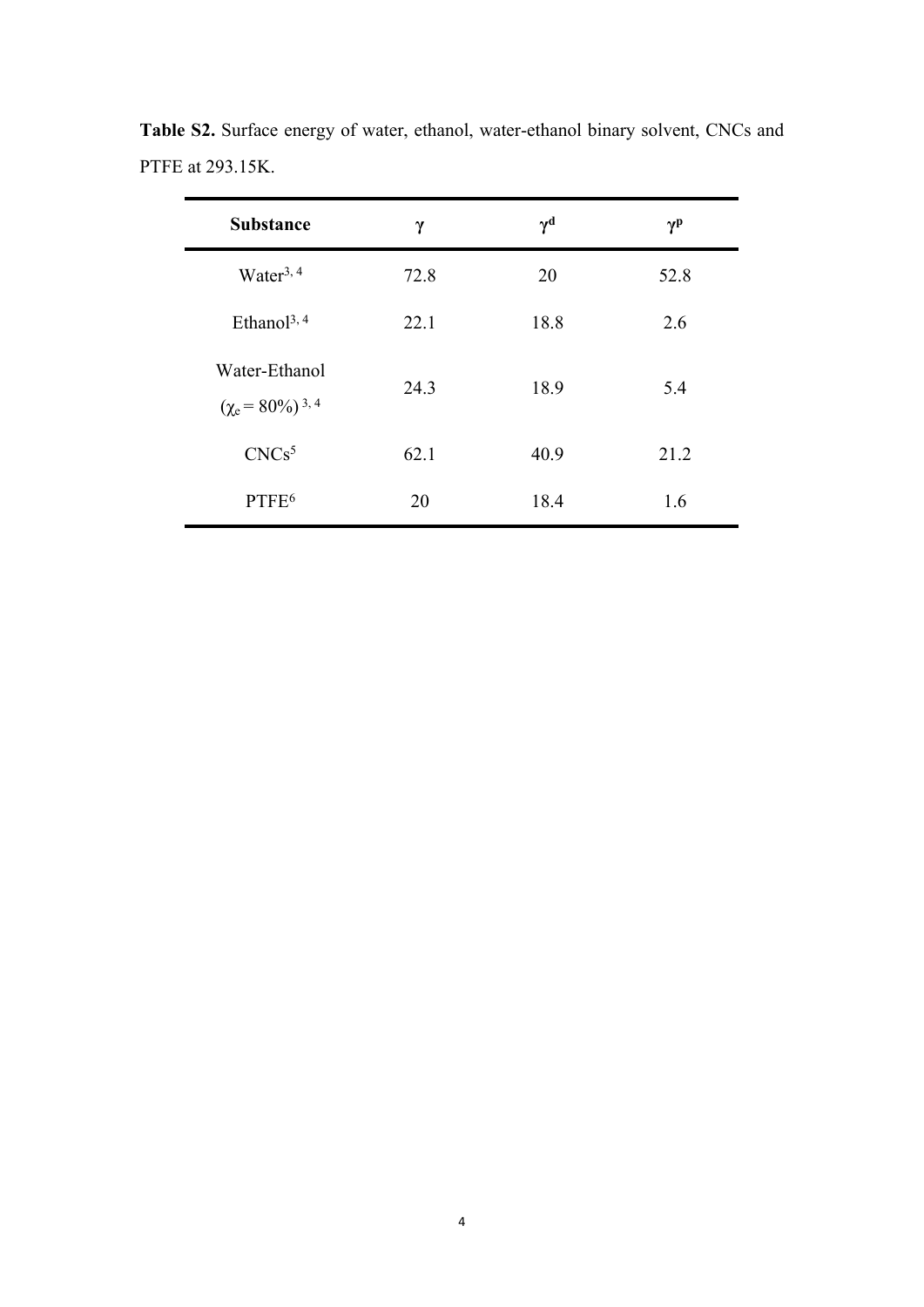**Table S2.** Surface energy of water, ethanol, water-ethanol binary solvent, CNCs and PTFE at 293.15K.

| Substance | $\gamma$ | $\gamma^d$ | $\gamma^p$ |
|---|---|---|---|
| Water[3, 4] | 72.8 | 20 | 52.8 |
| Ethanol[3, 4] | 22.1 | 18.8 | 2.6 |
| Water-Ethanol ($\chi_e$ = 80%)[3, 4] | 24.3 | 18.9 | 5.4 |
| CNCs[5] | 62.1 | 40.9 | 21.2 |
| PTFE[6] | 20 | 18.4 | 1.6 |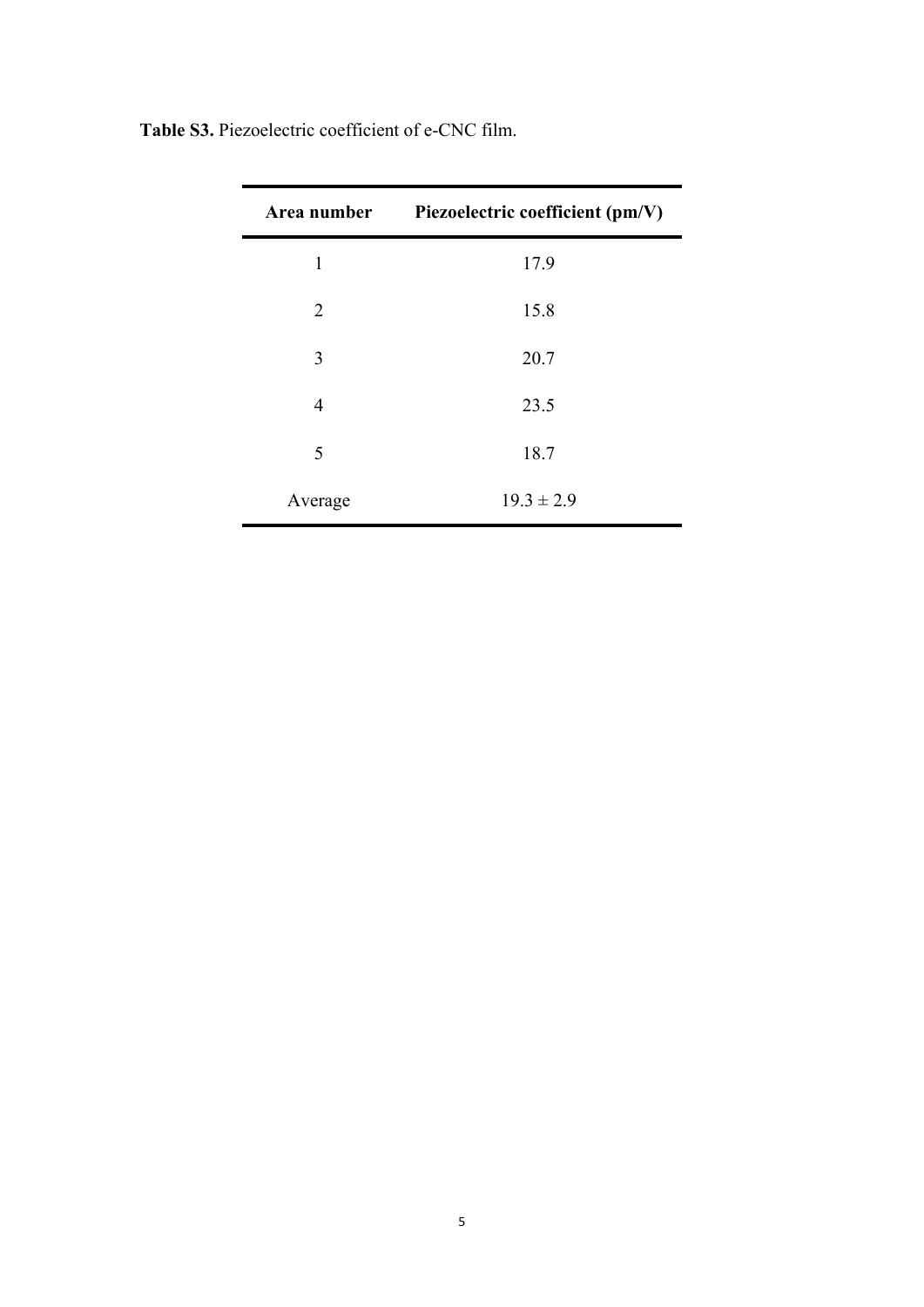**Table S3.** Piezoelectric coefficient of e-CNC film.

| **Area number** | **Piezoelectric coefficient (pm/V)** |
|---|---|
| 1 | 17.9 |
| 2 | 15.8 |
| 3 | 20.7 |
| 4 | 23.5 |
| 5 | 18.7 |
| Average | $19.3 \pm 2.9$ |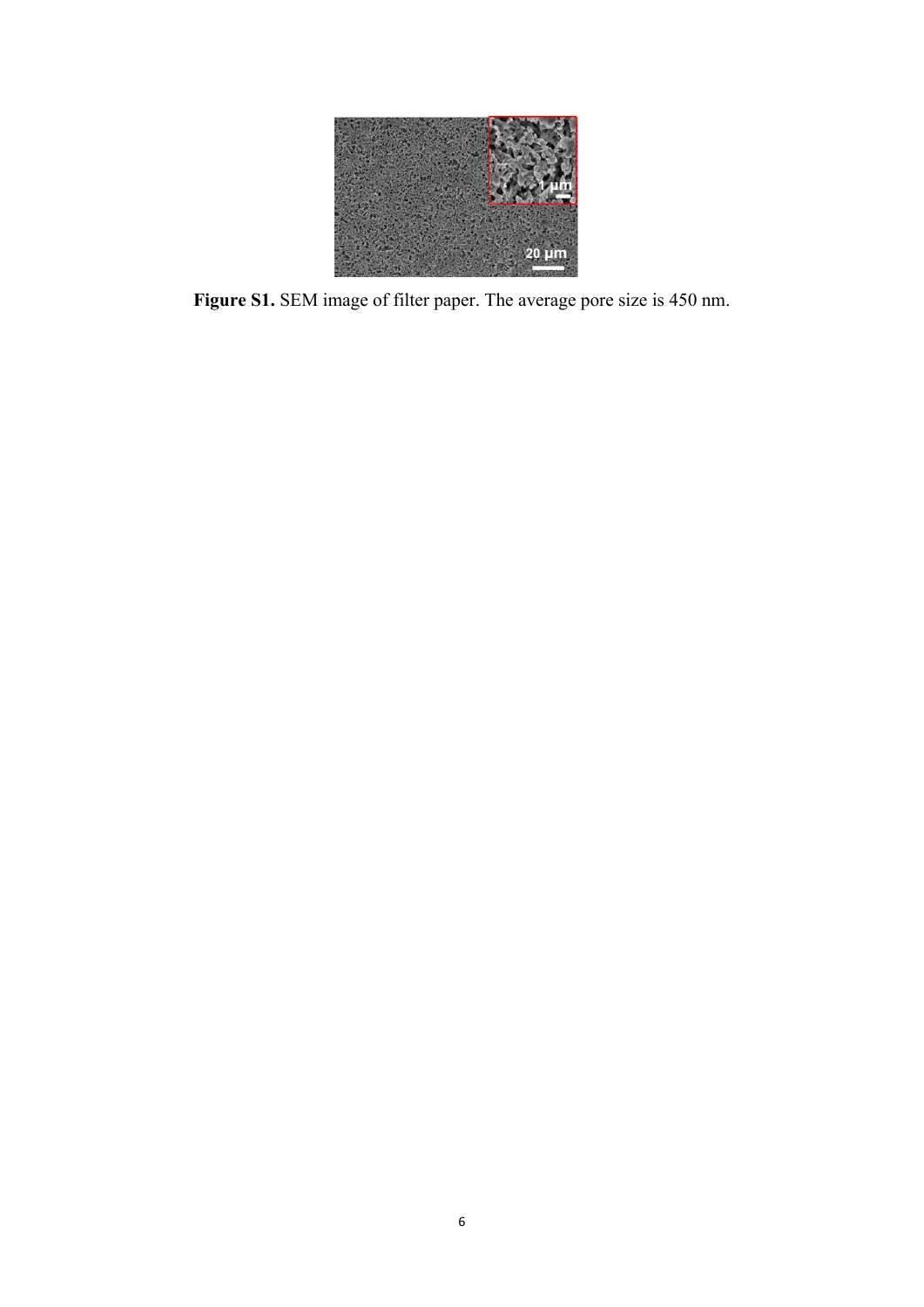**Figure S1.** SEM image of filter paper. The average pore size is 450 nm.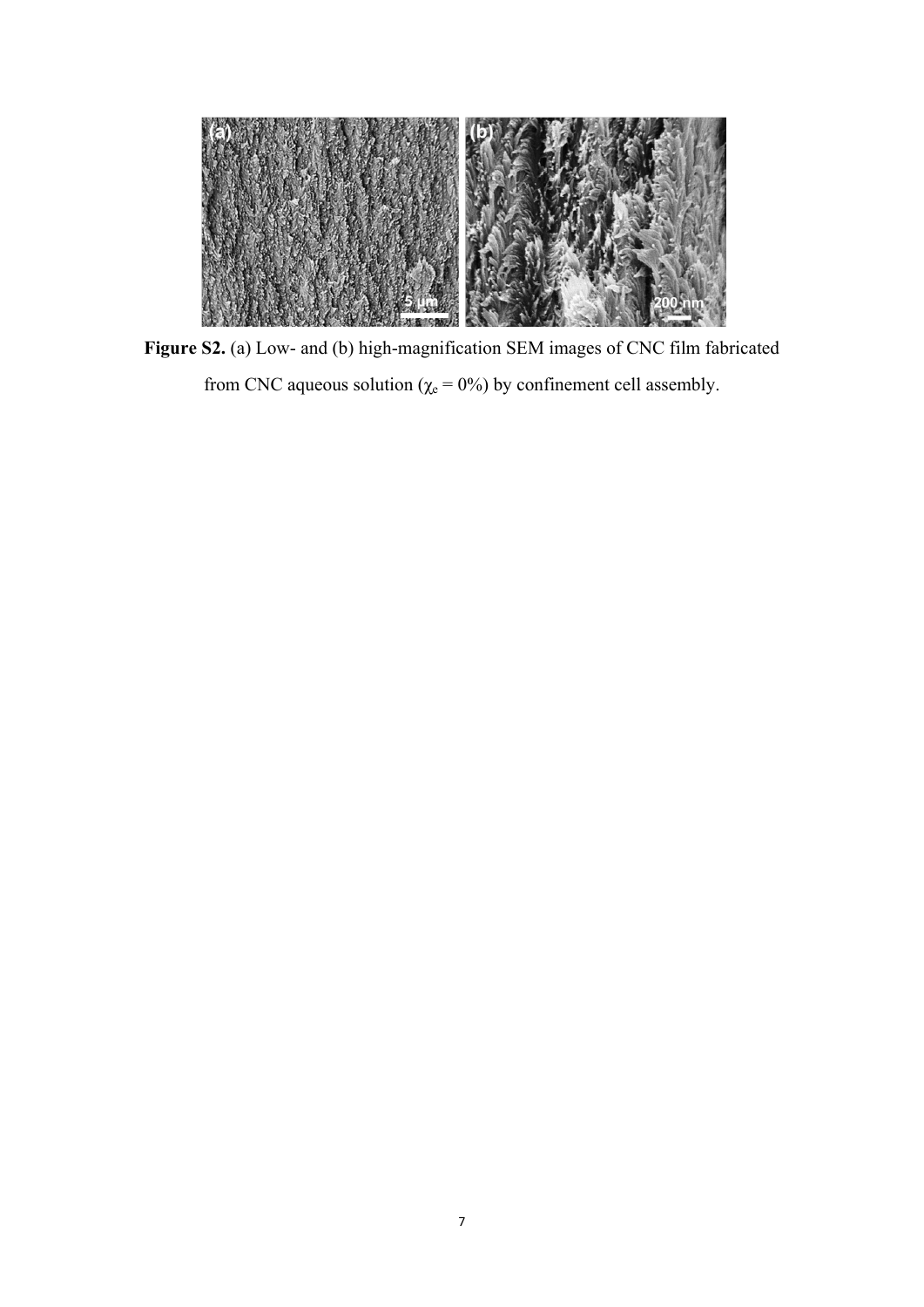**Figure S2.** (a) Low- and (b) high-magnification SEM images of CNC film fabricated from CNC aqueous solution ($\chi_e = 0\%$) by confinement cell assembly.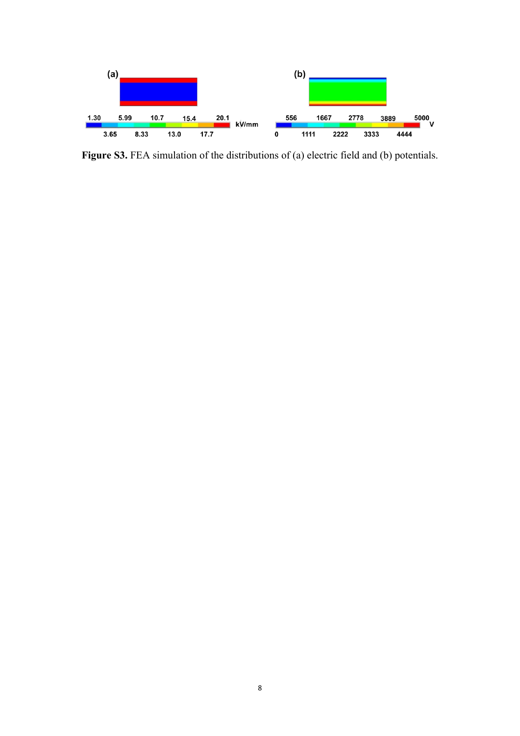**Figure S3.** FEA simulation of the distributions of (a) electric field and (b) potentials.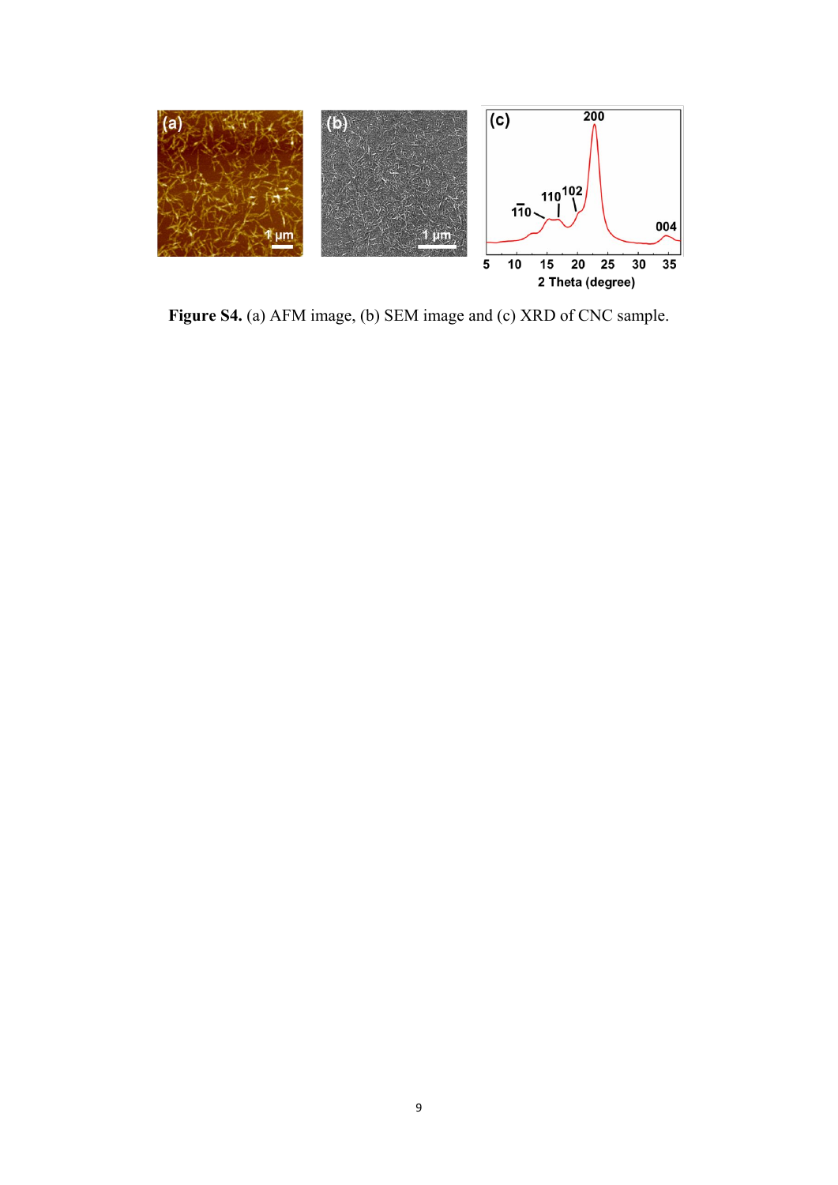**Figure S4.** (a) AFM image, (b) SEM image and (c) XRD of CNC sample.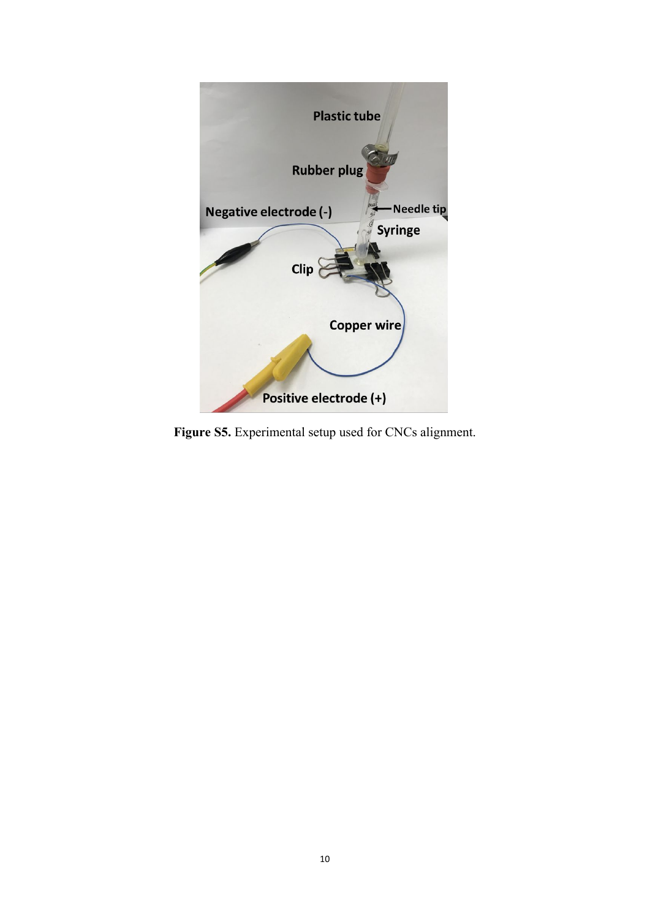**Figure S5.** Experimental setup used for CNCs alignment.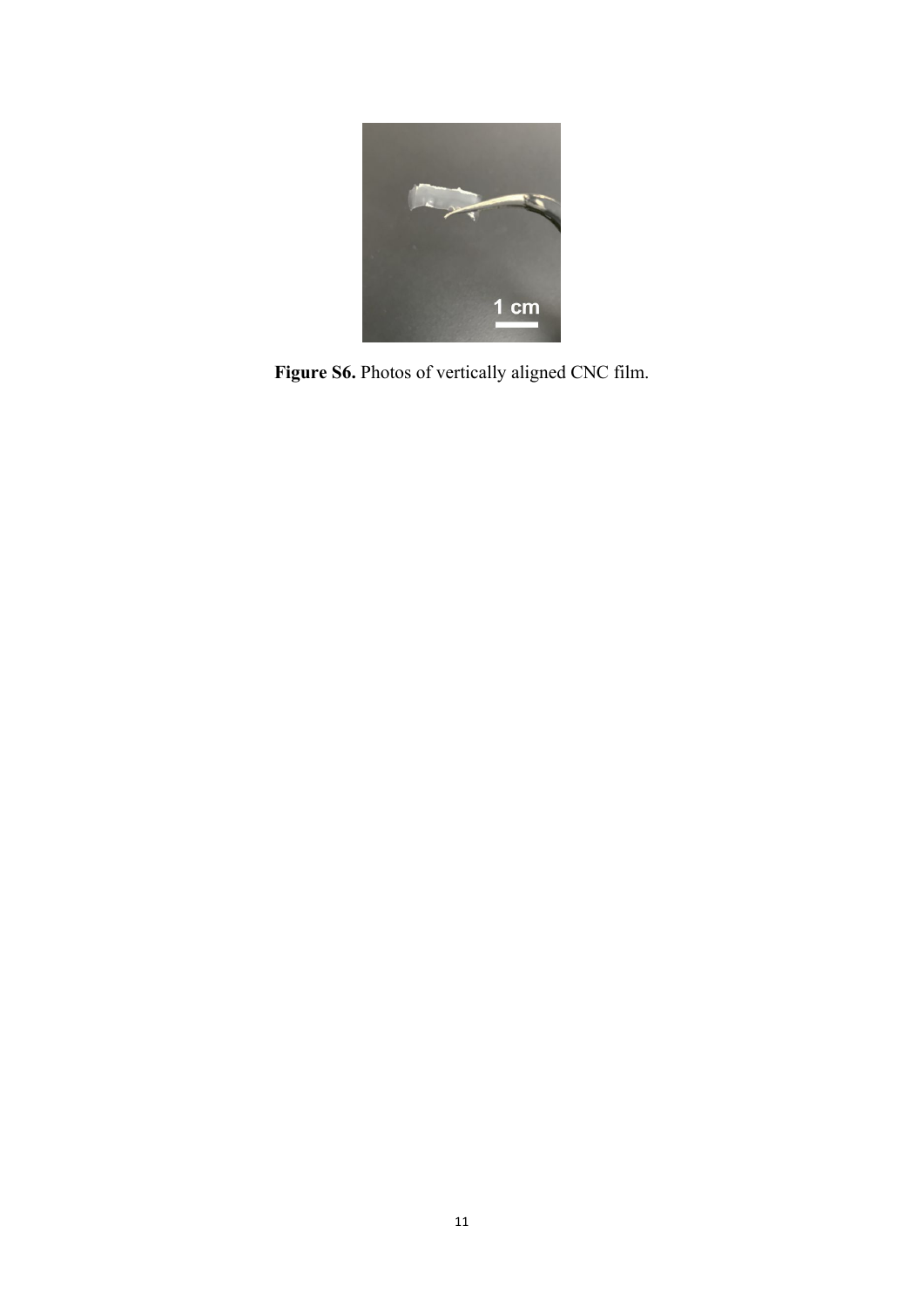**Figure S6.** Photos of vertically aligned CNC film.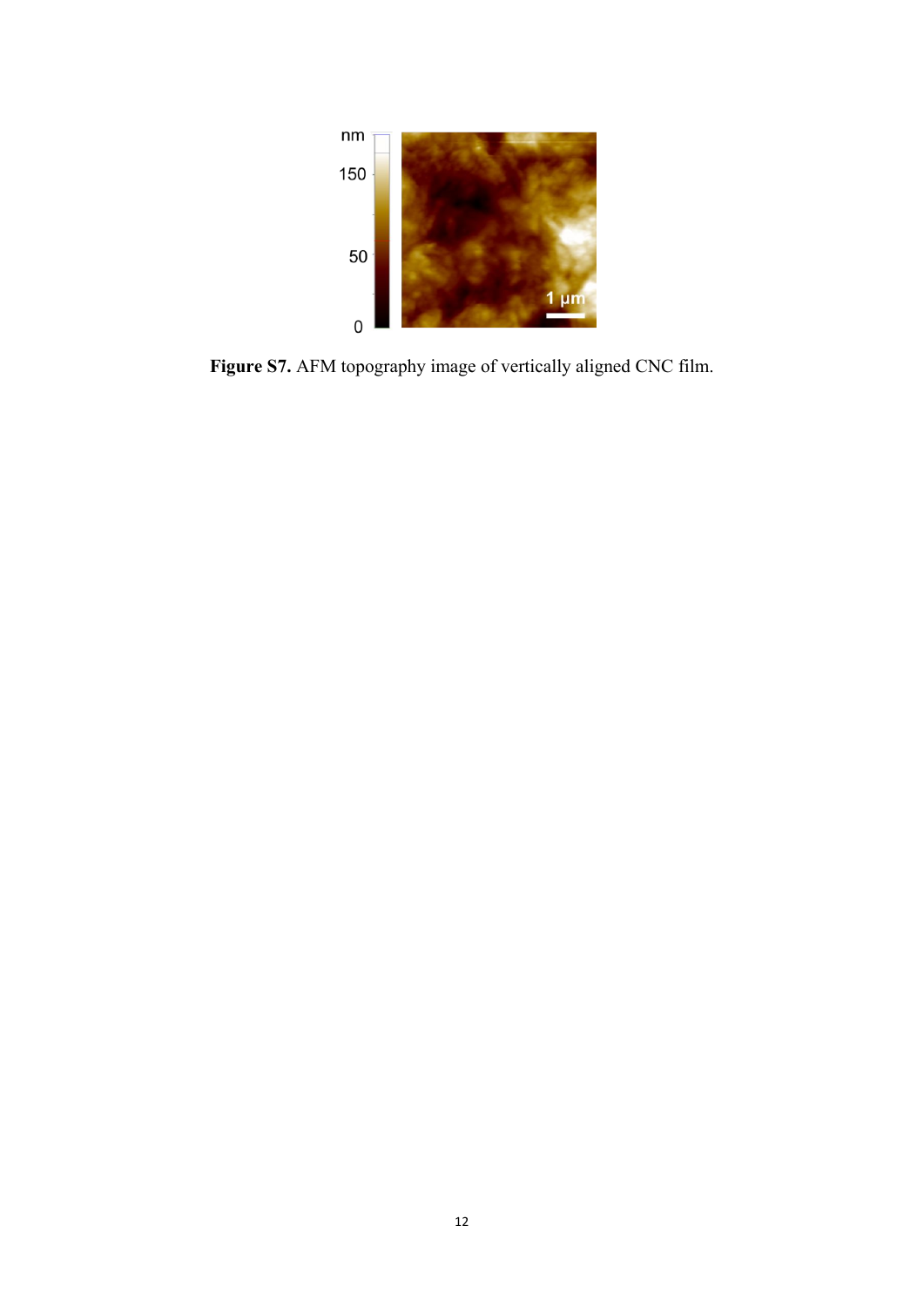**Figure S7.** AFM topography image of vertically aligned CNC film.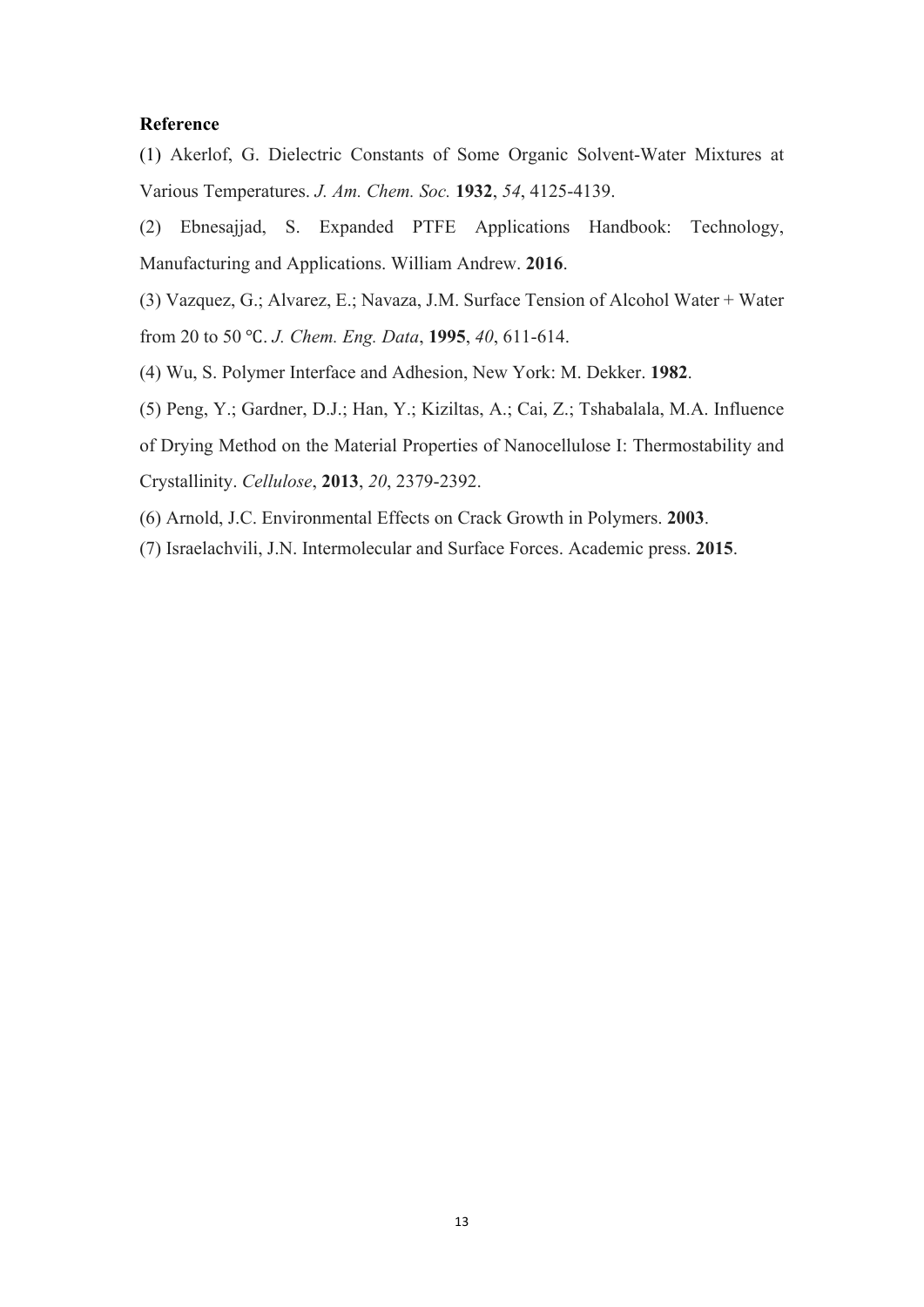**Reference**

(1) Akerlof, G. Dielectric Constants of Some Organic Solvent-Water Mixtures at Various Temperatures. *J. Am. Chem. Soc.* **1932**, *54*, 4125-4139.

(2) Ebnesajjad, S. Expanded PTFE Applications Handbook: Technology, Manufacturing and Applications. William Andrew. **2016**.

(3) Vazquez, G.; Alvarez, E.; Navaza, J.M. Surface Tension of Alcohol Water + Water from 20 to 50 ℃. *J. Chem. Eng. Data*, **1995**, *40*, 611-614.

(4) Wu, S. Polymer Interface and Adhesion, New York: M. Dekker. **1982**.

(5) Peng, Y.; Gardner, D.J.; Han, Y.; Kiziltas, A.; Cai, Z.; Tshabalala, M.A. Influence of Drying Method on the Material Properties of Nanocellulose I: Thermostability and Crystallinity. *Cellulose*, **2013**, *20*, 2379-2392.

(6) Arnold, J.C. Environmental Effects on Crack Growth in Polymers. **2003**.

(7) Israelachvili, J.N. Intermolecular and Surface Forces. Academic press. **2015**.